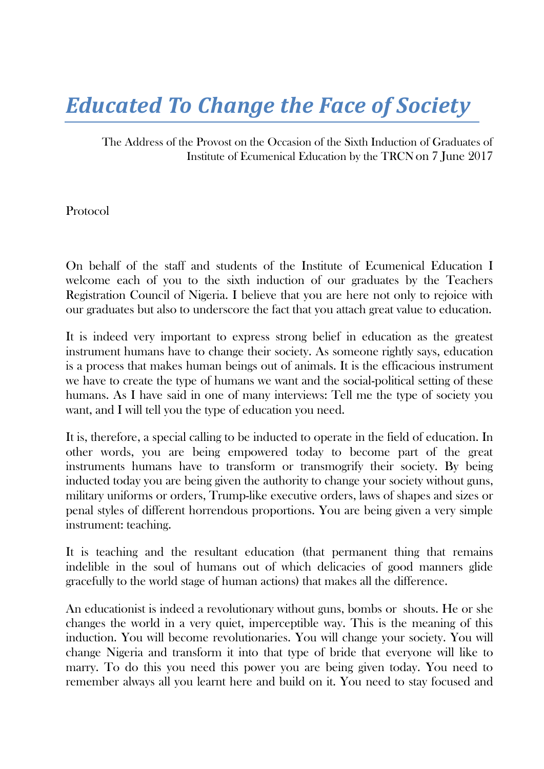# *Educated To Change the Face of Society*

The Address of the Provost on the Occasion of the Sixth Induction of Graduates of Institute of Ecumenical Education by the TRCN on 7 June 2017

Protocol

On behalf of the staff and students of the Institute of Ecumenical Education I welcome each of you to the sixth induction of our graduates by the Teachers Registration Council of Nigeria. I believe that you are here not only to rejoice with our graduates but also to underscore the fact that you attach great value to education.

It is indeed very important to express strong belief in education as the greatest instrument humans have to change their society. As someone rightly says, education is a process that makes human beings out of animals. It is the efficacious instrument we have to create the type of humans we want and the social-political setting of these humans. As I have said in one of many interviews: Tell me the type of society you want, and I will tell you the type of education you need.

It is, therefore, a special calling to be inducted to operate in the field of education. In other words, you are being empowered today to become part of the great instruments humans have to transform or transmogrify their society. By being inducted today you are being given the authority to change your society without guns, military uniforms or orders, Trump-like executive orders, laws of shapes and sizes or penal styles of different horrendous proportions. You are being given a very simple instrument: teaching.

It is teaching and the resultant education (that permanent thing that remains indelible in the soul of humans out of which delicacies of good manners glide gracefully to the world stage of human actions) that makes all the difference.

An educationist is indeed a revolutionary without guns, bombs or shouts. He or she changes the world in a very quiet, imperceptible way. This is the meaning of this induction. You will become revolutionaries. You will change your society. You will change Nigeria and transform it into that type of bride that everyone will like to marry. To do this you need this power you are being given today. You need to remember always all you learnt here and build on it. You need to stay focused and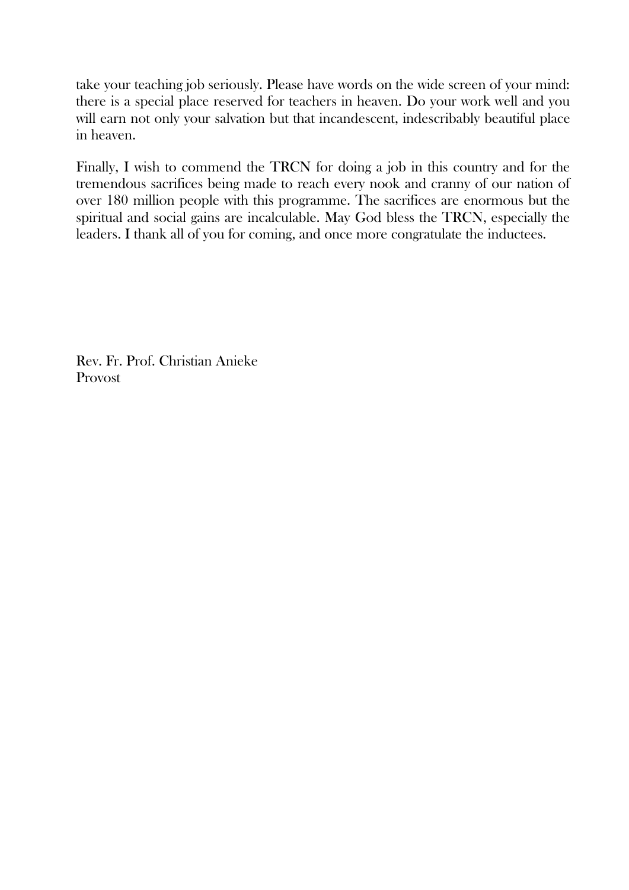take your teaching job seriously. Please have words on the wide screen of your mind: there is a special place reserved for teachers in heaven. Do your work well and you will earn not only your salvation but that incandescent, indescribably beautiful place in heaven.

Finally, I wish to commend the TRCN for doing a job in this country and for the tremendous sacrifices being made to reach every nook and cranny of our nation of over 180 million people with this programme. The sacrifices are enormous but the spiritual and social gains are incalculable. May God bless the TRCN, especially the leaders. I thank all of you for coming, and once more congratulate the inductees.

Rev. Fr. Prof. Christian Anieke
Provost